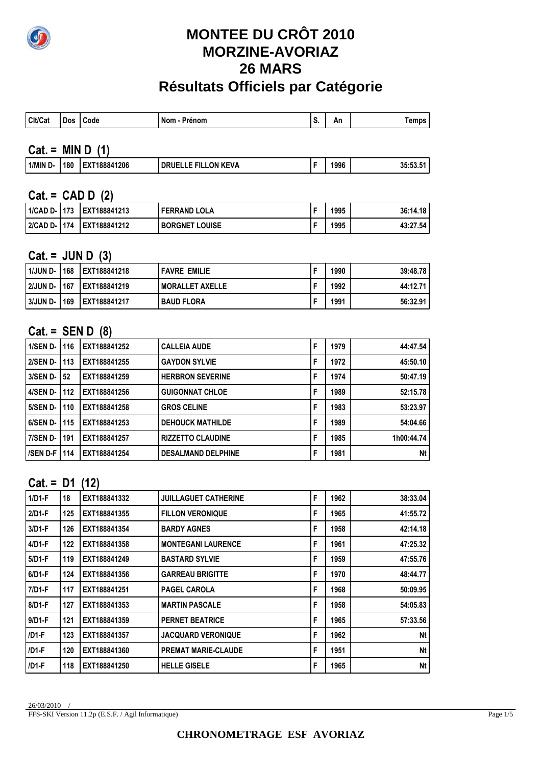# MONTEE DU CRÔT 2010
# MORZINE-AVORIAZ
# 26 MARS
# Résultats Officiels par Catégorie

| Clt/Cat | Dos | Code | Nom - Prénom | S. | An | Temps |
|---|---|---|---|---|---|---|

## Cat. = MIN D (1)

| Clt/Cat | Dos | Code | Nom - Prénom | S. | An | Temps |
|---|---|---|---|---|---|---|
| 1/MIN D- | 180 | EXT188841206 | DRUELLE FILLON KEVA | F | 1996 | 35:53.51 |

## Cat. = CAD D (2)

| Clt/Cat | Dos | Code | Nom - Prénom | S. | An | Temps |
|---|---|---|---|---|---|---|
| 1/CAD D- | 173 | EXT188841213 | FERRAND LOLA | F | 1995 | 36:14.18 |
| 2/CAD D- | 174 | EXT188841212 | BORGNET LOUISE | F | 1995 | 43:27.54 |

## Cat. = JUN D (3)

| Clt/Cat | Dos | Code | Nom - Prénom | S. | An | Temps |
|---|---|---|---|---|---|---|
| 1/JUN D- | 168 | EXT188841218 | FAVRE EMILIE | F | 1990 | 39:48.78 |
| 2/JUN D- | 167 | EXT188841219 | MORALLET AXELLE | F | 1992 | 44:12.71 |
| 3/JUN D- | 169 | EXT188841217 | BAUD FLORA | F | 1991 | 56:32.91 |

## Cat. = SEN D (8)

| Clt/Cat | Dos | Code | Nom - Prénom | S. | An | Temps |
|---|---|---|---|---|---|---|
| 1/SEN D- | 116 | EXT188841252 | CALLEIA AUDE | F | 1979 | 44:47.54 |
| 2/SEN D- | 113 | EXT188841255 | GAYDON SYLVIE | F | 1972 | 45:50.10 |
| 3/SEN D- | 52 | EXT188841259 | HERBRON SEVERINE | F | 1974 | 50:47.19 |
| 4/SEN D- | 112 | EXT188841256 | GUIGONNAT CHLOE | F | 1989 | 52:15.78 |
| 5/SEN D- | 110 | EXT188841258 | GROS CELINE | F | 1983 | 53:23.97 |
| 6/SEN D- | 115 | EXT188841253 | DEHOUCK MATHILDE | F | 1989 | 54:04.66 |
| 7/SEN D- | 191 | EXT188841257 | RIZZETTO CLAUDINE | F | 1985 | 1h00:44.74 |
| /SEN D-F | 114 | EXT188841254 | DESALMAND DELPHINE | F | 1981 | Nt |

## Cat. = D1 (12)

| Clt/Cat | Dos | Code | Nom - Prénom | S. | An | Temps |
|---|---|---|---|---|---|---|
| 1/D1-F | 18 | EXT188841332 | JUILLAGUET CATHERINE | F | 1962 | 38:33.04 |
| 2/D1-F | 125 | EXT188841355 | FILLON VERONIQUE | F | 1965 | 41:55.72 |
| 3/D1-F | 126 | EXT188841354 | BARDY AGNES | F | 1958 | 42:14.18 |
| 4/D1-F | 122 | EXT188841358 | MONTEGANI LAURENCE | F | 1961 | 47:25.32 |
| 5/D1-F | 119 | EXT188841249 | BASTARD SYLVIE | F | 1959 | 47:55.76 |
| 6/D1-F | 124 | EXT188841356 | GARREAU BRIGITTE | F | 1970 | 48:44.77 |
| 7/D1-F | 117 | EXT188841251 | PAGEL CAROLA | F | 1968 | 50:09.95 |
| 8/D1-F | 127 | EXT188841353 | MARTIN PASCALE | F | 1958 | 54:05.83 |
| 9/D1-F | 121 | EXT188841359 | PERNET BEATRICE | F | 1965 | 57:33.56 |
| /D1-F | 123 | EXT188841357 | JACQUARD VERONIQUE | F | 1962 | Nt |
| /D1-F | 120 | EXT188841360 | PREMAT MARIE-CLAUDE | F | 1951 | Nt |
| /D1-F | 118 | EXT188841250 | HELLE GISELE | F | 1965 | Nt |

26/03/2010 /

FFS-SKI Version 11.2p (E.S.F. / Agil Informatique)

**CHRONOMETRAGE ESF AVORIAZ**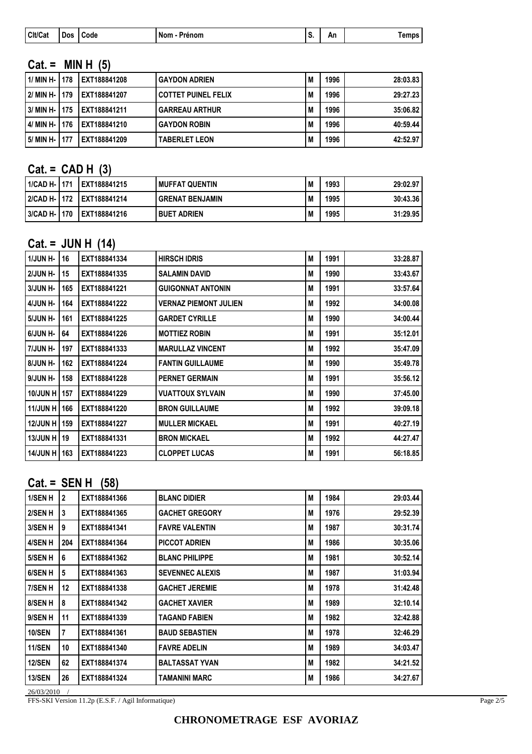| Clt/Cat | Dos | Code | Nom - Prénom | S. | An | Temps |
|---|---|---|---|---|---|---|

## Cat. = MIN H (5)

| Clt/Cat | Dos | Code | Nom - Prénom | S. | An | Temps |
|---|---|---|---|---|---|---|
| 1/ MIN H- | 178 | EXT188841208 | GAYDON ADRIEN | M | 1996 | 28:03.83 |
| 2/ MIN H- | 179 | EXT188841207 | COTTET PUINEL FELIX | M | 1996 | 29:27.23 |
| 3/ MIN H- | 175 | EXT188841211 | GARREAU ARTHUR | M | 1996 | 35:06.82 |
| 4/ MIN H- | 176 | EXT188841210 | GAYDON ROBIN | M | 1996 | 40:59.44 |
| 5/ MIN H- | 177 | EXT188841209 | TABERLET LEON | M | 1996 | 42:52.97 |

## Cat. = CAD H (3)

| Clt/Cat | Dos | Code | Nom - Prénom | S. | An | Temps |
|---|---|---|---|---|---|---|
| 1/CAD H- | 171 | EXT188841215 | MUFFAT QUENTIN | M | 1993 | 29:02.97 |
| 2/CAD H- | 172 | EXT188841214 | GRENAT BENJAMIN | M | 1995 | 30:43.36 |
| 3/CAD H- | 170 | EXT188841216 | BUET ADRIEN | M | 1995 | 31:29.95 |

## Cat. = JUN H (14)

| Clt/Cat | Dos | Code | Nom - Prénom | S. | An | Temps |
|---|---|---|---|---|---|---|
| 1/JUN H- | 16 | EXT188841334 | HIRSCH IDRIS | M | 1991 | 33:28.87 |
| 2/JUN H- | 15 | EXT188841335 | SALAMIN DAVID | M | 1990 | 33:43.67 |
| 3/JUN H- | 165 | EXT188841221 | GUIGONNAT ANTONIN | M | 1991 | 33:57.64 |
| 4/JUN H- | 164 | EXT188841222 | VERNAZ PIEMONT JULIEN | M | 1992 | 34:00.08 |
| 5/JUN H- | 161 | EXT188841225 | GARDET CYRILLE | M | 1990 | 34:00.44 |
| 6/JUN H- | 64 | EXT188841226 | MOTTIEZ ROBIN | M | 1991 | 35:12.01 |
| 7/JUN H- | 197 | EXT188841333 | MARULLAZ VINCENT | M | 1992 | 35:47.09 |
| 8/JUN H- | 162 | EXT188841224 | FANTIN GUILLAUME | M | 1990 | 35:49.78 |
| 9/JUN H- | 158 | EXT188841228 | PERNET GERMAIN | M | 1991 | 35:56.12 |
| 10/JUN H | 157 | EXT188841229 | VUATTOUX SYLVAIN | M | 1990 | 37:45.00 |
| 11/JUN H | 166 | EXT188841220 | BRON GUILLAUME | M | 1992 | 39:09.18 |
| 12/JUN H | 159 | EXT188841227 | MULLER MICKAEL | M | 1991 | 40:27.19 |
| 13/JUN H | 19 | EXT188841331 | BRON MICKAEL | M | 1992 | 44:27.47 |
| 14/JUN H | 163 | EXT188841223 | CLOPPET LUCAS | M | 1991 | 56:18.85 |

## Cat. = SEN H (58)

| Clt/Cat | Dos | Code | Nom - Prénom | S. | An | Temps |
|---|---|---|---|---|---|---|
| 1/SEN H | 2 | EXT188841366 | BLANC DIDIER | M | 1984 | 29:03.44 |
| 2/SEN H | 3 | EXT188841365 | GACHET GREGORY | M | 1976 | 29:52.39 |
| 3/SEN H | 9 | EXT188841341 | FAVRE VALENTIN | M | 1987 | 30:31.74 |
| 4/SEN H | 204 | EXT188841364 | PICCOT ADRIEN | M | 1986 | 30:35.06 |
| 5/SEN H | 6 | EXT188841362 | BLANC PHILIPPE | M | 1981 | 30:52.14 |
| 6/SEN H | 5 | EXT188841363 | SEVENNEC ALEXIS | M | 1987 | 31:03.94 |
| 7/SEN H | 12 | EXT188841338 | GACHET JEREMIE | M | 1978 | 31:42.48 |
| 8/SEN H | 8 | EXT188841342 | GACHET XAVIER | M | 1989 | 32:10.14 |
| 9/SEN H | 11 | EXT188841339 | TAGAND FABIEN | M | 1982 | 32:42.88 |
| 10/SEN | 7 | EXT188841361 | BAUD SEBASTIEN | M | 1978 | 32:46.29 |
| 11/SEN | 10 | EXT188841340 | FAVRE ADELIN | M | 1989 | 34:03.47 |
| 12/SEN | 62 | EXT188841374 | BALTASSAT YVAN | M | 1982 | 34:21.52 |
| 13/SEN | 26 | EXT188841324 | TAMANINI MARC | M | 1986 | 34:27.67 |

26/03/2010 /

FFS-SKI Version 11.2p (E.S.F. / Agil Informatique)

**CHRONOMETRAGE ESF AVORIAZ**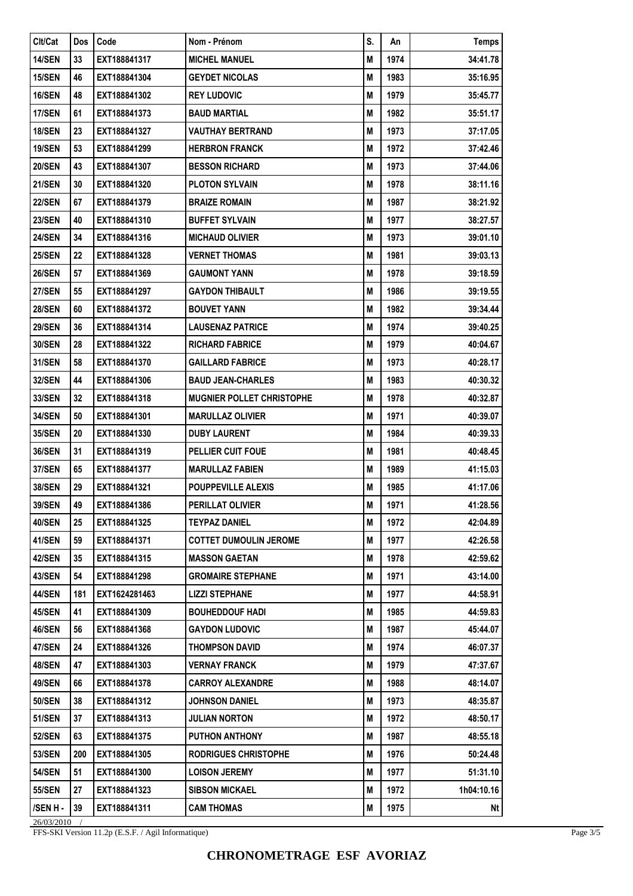| Clt/Cat | Dos | Code | Nom - Prénom | S. | An | Temps |
|---|---|---|---|---|---|---|
| 14/SEN | 33 | EXT188841317 | MICHEL MANUEL | M | 1974 | 34:41.78 |
| 15/SEN | 46 | EXT188841304 | GEYDET NICOLAS | M | 1983 | 35:16.95 |
| 16/SEN | 48 | EXT188841302 | REY LUDOVIC | M | 1979 | 35:45.77 |
| 17/SEN | 61 | EXT188841373 | BAUD MARTIAL | M | 1982 | 35:51.17 |
| 18/SEN | 23 | EXT188841327 | VAUTHAY BERTRAND | M | 1973 | 37:17.05 |
| 19/SEN | 53 | EXT188841299 | HERBRON FRANCK | M | 1972 | 37:42.46 |
| 20/SEN | 43 | EXT188841307 | BESSON RICHARD | M | 1973 | 37:44.06 |
| 21/SEN | 30 | EXT188841320 | PLOTON SYLVAIN | M | 1978 | 38:11.16 |
| 22/SEN | 67 | EXT188841379 | BRAIZE ROMAIN | M | 1987 | 38:21.92 |
| 23/SEN | 40 | EXT188841310 | BUFFET SYLVAIN | M | 1977 | 38:27.57 |
| 24/SEN | 34 | EXT188841316 | MICHAUD OLIVIER | M | 1973 | 39:01.10 |
| 25/SEN | 22 | EXT188841328 | VERNET THOMAS | M | 1981 | 39:03.13 |
| 26/SEN | 57 | EXT188841369 | GAUMONT YANN | M | 1978 | 39:18.59 |
| 27/SEN | 55 | EXT188841297 | GAYDON THIBAULT | M | 1986 | 39:19.55 |
| 28/SEN | 60 | EXT188841372 | BOUVET YANN | M | 1982 | 39:34.44 |
| 29/SEN | 36 | EXT188841314 | LAUSENAZ PATRICE | M | 1974 | 39:40.25 |
| 30/SEN | 28 | EXT188841322 | RICHARD FABRICE | M | 1979 | 40:04.67 |
| 31/SEN | 58 | EXT188841370 | GAILLARD FABRICE | M | 1973 | 40:28.17 |
| 32/SEN | 44 | EXT188841306 | BAUD JEAN-CHARLES | M | 1983 | 40:30.32 |
| 33/SEN | 32 | EXT188841318 | MUGNIER POLLET CHRISTOPHE | M | 1978 | 40:32.87 |
| 34/SEN | 50 | EXT188841301 | MARULLAZ OLIVIER | M | 1971 | 40:39.07 |
| 35/SEN | 20 | EXT188841330 | DUBY LAURENT | M | 1984 | 40:39.33 |
| 36/SEN | 31 | EXT188841319 | PELLIER CUIT FOUE | M | 1981 | 40:48.45 |
| 37/SEN | 65 | EXT188841377 | MARULLAZ FABIEN | M | 1989 | 41:15.03 |
| 38/SEN | 29 | EXT188841321 | POUPPEVILLE ALEXIS | M | 1985 | 41:17.06 |
| 39/SEN | 49 | EXT188841386 | PERILLAT OLIVIER | M | 1971 | 41:28.56 |
| 40/SEN | 25 | EXT188841325 | TEYPAZ DANIEL | M | 1972 | 42:04.89 |
| 41/SEN | 59 | EXT188841371 | COTTET DUMOULIN JEROME | M | 1977 | 42:26.58 |
| 42/SEN | 35 | EXT188841315 | MASSON GAETAN | M | 1978 | 42:59.62 |
| 43/SEN | 54 | EXT188841298 | GROMAIRE STEPHANE | M | 1971 | 43:14.00 |
| 44/SEN | 181 | EXT1624281463 | LIZZI STEPHANE | M | 1977 | 44:58.91 |
| 45/SEN | 41 | EXT188841309 | BOUHEDDOUF HADI | M | 1985 | 44:59.83 |
| 46/SEN | 56 | EXT188841368 | GAYDON LUDOVIC | M | 1987 | 45:44.07 |
| 47/SEN | 24 | EXT188841326 | THOMPSON DAVID | M | 1974 | 46:07.37 |
| 48/SEN | 47 | EXT188841303 | VERNAY FRANCK | M | 1979 | 47:37.67 |
| 49/SEN | 66 | EXT188841378 | CARROY ALEXANDRE | M | 1988 | 48:14.07 |
| 50/SEN | 38 | EXT188841312 | JOHNSON DANIEL | M | 1973 | 48:35.87 |
| 51/SEN | 37 | EXT188841313 | JULIAN NORTON | M | 1972 | 48:50.17 |
| 52/SEN | 63 | EXT188841375 | PUTHON ANTHONY | M | 1987 | 48:55.18 |
| 53/SEN | 200 | EXT188841305 | RODRIGUES CHRISTOPHE | M | 1976 | 50:24.48 |
| 54/SEN | 51 | EXT188841300 | LOISON JEREMY | M | 1977 | 51:31.10 |
| 55/SEN | 27 | EXT188841323 | SIBSON MICKAEL | M | 1972 | 1h04:10.16 |
| /SEN H - | 39 | EXT188841311 | CAM THOMAS | M | 1975 | Nt |

26/03/2010 /

FFS-SKI Version 11.2p (E.S.F. / Agil Informatique)

**CHRONOMETRAGE ESF AVORIAZ**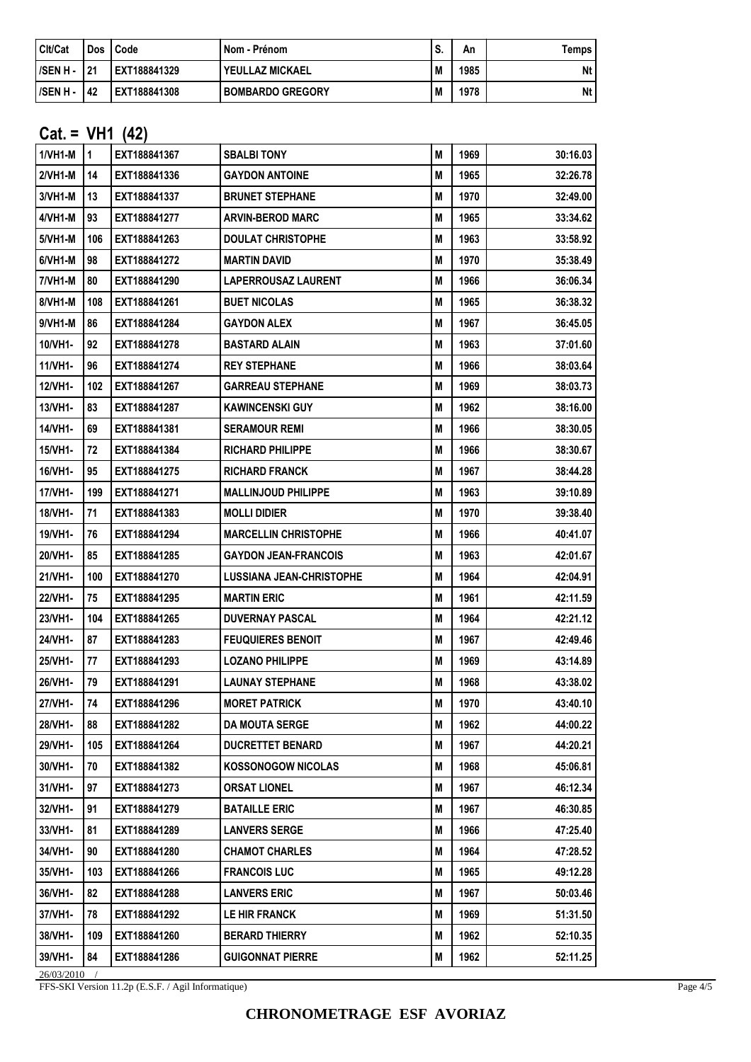| Clt/Cat | Dos | Code | Nom - Prénom | S. | An | Temps |
|---|---|---|---|---|---|---|
| /SEN H - | 21 | EXT188841329 | YEULLAZ MICKAEL | M | 1985 | Nt |
| /SEN H - | 42 | EXT188841308 | BOMBARDO GREGORY | M | 1978 | Nt |

## Cat. = VH1 (42)

| Clt/Cat | Dos | Code | Nom - Prénom | S. | An | Temps |
|---|---|---|---|---|---|---|
| 1/VH1-M | 1 | EXT188841367 | SBALBI TONY | M | 1969 | 30:16.03 |
| 2/VH1-M | 14 | EXT188841336 | GAYDON ANTOINE | M | 1965 | 32:26.78 |
| 3/VH1-M | 13 | EXT188841337 | BRUNET STEPHANE | M | 1970 | 32:49.00 |
| 4/VH1-M | 93 | EXT188841277 | ARVIN-BEROD MARC | M | 1965 | 33:34.62 |
| 5/VH1-M | 106 | EXT188841263 | DOULAT CHRISTOPHE | M | 1963 | 33:58.92 |
| 6/VH1-M | 98 | EXT188841272 | MARTIN DAVID | M | 1970 | 35:38.49 |
| 7/VH1-M | 80 | EXT188841290 | LAPERROUSAZ LAURENT | M | 1966 | 36:06.34 |
| 8/VH1-M | 108 | EXT188841261 | BUET NICOLAS | M | 1965 | 36:38.32 |
| 9/VH1-M | 86 | EXT188841284 | GAYDON ALEX | M | 1967 | 36:45.05 |
| 10/VH1- | 92 | EXT188841278 | BASTARD ALAIN | M | 1963 | 37:01.60 |
| 11/VH1- | 96 | EXT188841274 | REY STEPHANE | M | 1966 | 38:03.64 |
| 12/VH1- | 102 | EXT188841267 | GARREAU STEPHANE | M | 1969 | 38:03.73 |
| 13/VH1- | 83 | EXT188841287 | KAWINCENSKI GUY | M | 1962 | 38:16.00 |
| 14/VH1- | 69 | EXT188841381 | SERAMOUR REMI | M | 1966 | 38:30.05 |
| 15/VH1- | 72 | EXT188841384 | RICHARD PHILIPPE | M | 1966 | 38:30.67 |
| 16/VH1- | 95 | EXT188841275 | RICHARD FRANCK | M | 1967 | 38:44.28 |
| 17/VH1- | 199 | EXT188841271 | MALLINJOUD PHILIPPE | M | 1963 | 39:10.89 |
| 18/VH1- | 71 | EXT188841383 | MOLLI DIDIER | M | 1970 | 39:38.40 |
| 19/VH1- | 76 | EXT188841294 | MARCELLIN CHRISTOPHE | M | 1966 | 40:41.07 |
| 20/VH1- | 85 | EXT188841285 | GAYDON JEAN-FRANCOIS | M | 1963 | 42:01.67 |
| 21/VH1- | 100 | EXT188841270 | LUSSIANA JEAN-CHRISTOPHE | M | 1964 | 42:04.91 |
| 22/VH1- | 75 | EXT188841295 | MARTIN ERIC | M | 1961 | 42:11.59 |
| 23/VH1- | 104 | EXT188841265 | DUVERNAY PASCAL | M | 1964 | 42:21.12 |
| 24/VH1- | 87 | EXT188841283 | FEUQUIERES BENOIT | M | 1967 | 42:49.46 |
| 25/VH1- | 77 | EXT188841293 | LOZANO PHILIPPE | M | 1969 | 43:14.89 |
| 26/VH1- | 79 | EXT188841291 | LAUNAY STEPHANE | M | 1968 | 43:38.02 |
| 27/VH1- | 74 | EXT188841296 | MORET PATRICK | M | 1970 | 43:40.10 |
| 28/VH1- | 88 | EXT188841282 | DA MOUTA SERGE | M | 1962 | 44:00.22 |
| 29/VH1- | 105 | EXT188841264 | DUCRETTET BENARD | M | 1967 | 44:20.21 |
| 30/VH1- | 70 | EXT188841382 | KOSSONOGOW NICOLAS | M | 1968 | 45:06.81 |
| 31/VH1- | 97 | EXT188841273 | ORSAT LIONEL | M | 1967 | 46:12.34 |
| 32/VH1- | 91 | EXT188841279 | BATAILLE ERIC | M | 1967 | 46:30.85 |
| 33/VH1- | 81 | EXT188841289 | LANVERS SERGE | M | 1966 | 47:25.40 |
| 34/VH1- | 90 | EXT188841280 | CHAMOT CHARLES | M | 1964 | 47:28.52 |
| 35/VH1- | 103 | EXT188841266 | FRANCOIS LUC | M | 1965 | 49:12.28 |
| 36/VH1- | 82 | EXT188841288 | LANVERS ERIC | M | 1967 | 50:03.46 |
| 37/VH1- | 78 | EXT188841292 | LE HIR FRANCK | M | 1969 | 51:31.50 |
| 38/VH1- | 109 | EXT188841260 | BERARD THIERRY | M | 1962 | 52:10.35 |
| 39/VH1- | 84 | EXT188841286 | GUIGONNAT PIERRE | M | 1962 | 52:11.25 |

26/03/2010 /

FFS-SKI Version 11.2p (E.S.F. / Agil Informatique)

**CHRONOMETRAGE ESF AVORIAZ**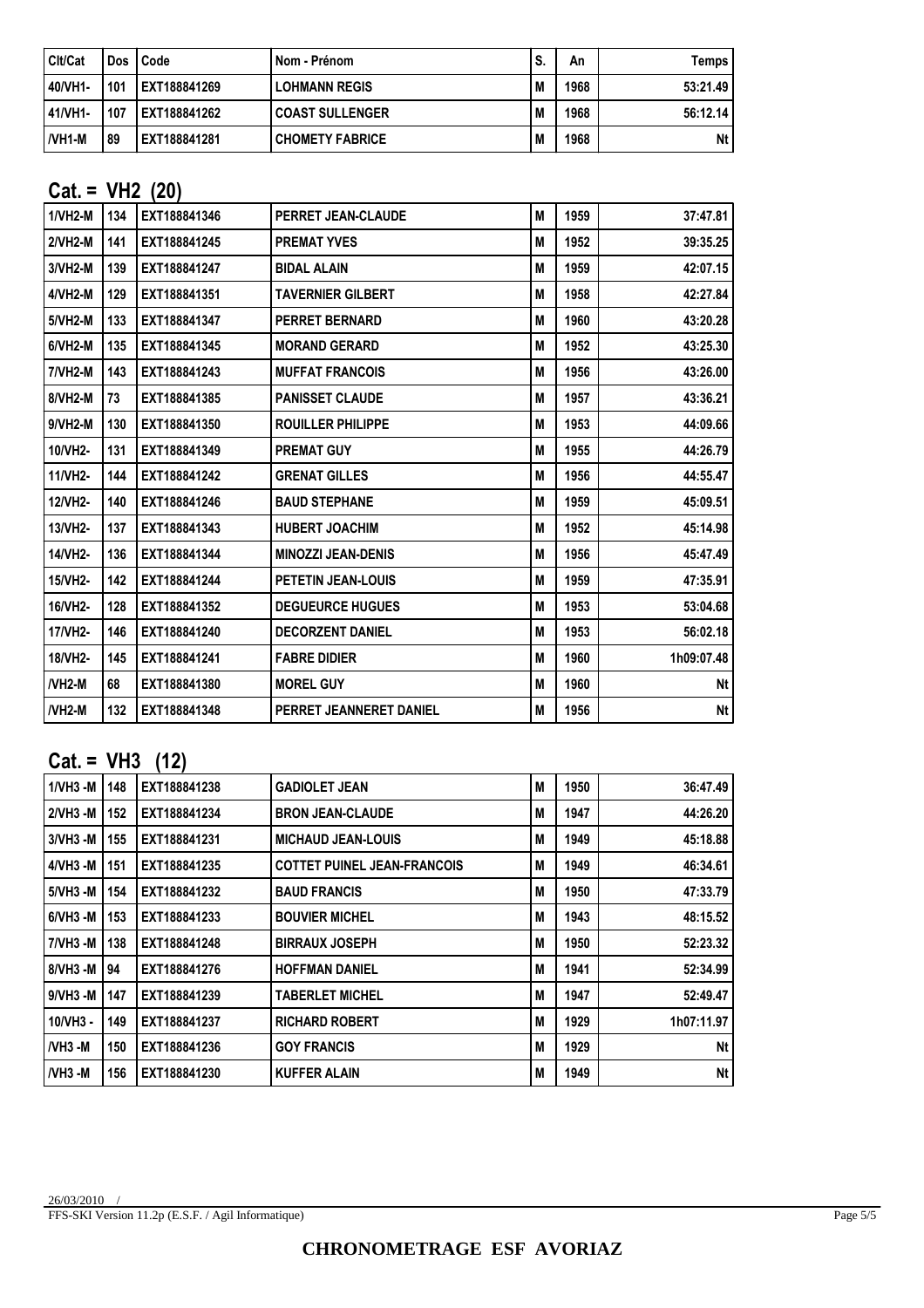| Clt/Cat | Dos | Code | Nom - Prénom | S. | An | Temps |
|---|---|---|---|---|---|---|
| 40/VH1- | 101 | EXT188841269 | LOHMANN REGIS | M | 1968 | 53:21.49 |
| 41/VH1- | 107 | EXT188841262 | COAST SULLENGER | M | 1968 | 56:12.14 |
| /VH1-M | 89 | EXT188841281 | CHOMETY FABRICE | M | 1968 | Nt |

## Cat. = VH2 (20)

| | | | | | | |
|---|---|---|---|---|---|---|
| 1/VH2-M | 134 | EXT188841346 | PERRET JEAN-CLAUDE | M | 1959 | 37:47.81 |
| 2/VH2-M | 141 | EXT188841245 | PREMAT YVES | M | 1952 | 39:35.25 |
| 3/VH2-M | 139 | EXT188841247 | BIDAL ALAIN | M | 1959 | 42:07.15 |
| 4/VH2-M | 129 | EXT188841351 | TAVERNIER GILBERT | M | 1958 | 42:27.84 |
| 5/VH2-M | 133 | EXT188841347 | PERRET BERNARD | M | 1960 | 43:20.28 |
| 6/VH2-M | 135 | EXT188841345 | MORAND GERARD | M | 1952 | 43:25.30 |
| 7/VH2-M | 143 | EXT188841243 | MUFFAT FRANCOIS | M | 1956 | 43:26.00 |
| 8/VH2-M | 73 | EXT188841385 | PANISSET CLAUDE | M | 1957 | 43:36.21 |
| 9/VH2-M | 130 | EXT188841350 | ROUILLER PHILIPPE | M | 1953 | 44:09.66 |
| 10/VH2- | 131 | EXT188841349 | PREMAT GUY | M | 1955 | 44:26.79 |
| 11/VH2- | 144 | EXT188841242 | GRENAT GILLES | M | 1956 | 44:55.47 |
| 12/VH2- | 140 | EXT188841246 | BAUD STEPHANE | M | 1959 | 45:09.51 |
| 13/VH2- | 137 | EXT188841343 | HUBERT JOACHIM | M | 1952 | 45:14.98 |
| 14/VH2- | 136 | EXT188841344 | MINOZZI JEAN-DENIS | M | 1956 | 45:47.49 |
| 15/VH2- | 142 | EXT188841244 | PETETIN JEAN-LOUIS | M | 1959 | 47:35.91 |
| 16/VH2- | 128 | EXT188841352 | DEGUEURCE HUGUES | M | 1953 | 53:04.68 |
| 17/VH2- | 146 | EXT188841240 | DECORZENT DANIEL | M | 1953 | 56:02.18 |
| 18/VH2- | 145 | EXT188841241 | FABRE DIDIER | M | 1960 | 1h09:07.48 |
| /VH2-M | 68 | EXT188841380 | MOREL GUY | M | 1960 | Nt |
| /VH2-M | 132 | EXT188841348 | PERRET JEANNERET DANIEL | M | 1956 | Nt |

## Cat. = VH3 (12)

| | | | | | | |
|---|---|---|---|---|---|---|
| 1/VH3 -M | 148 | EXT188841238 | GADIOLET JEAN | M | 1950 | 36:47.49 |
| 2/VH3 -M | 152 | EXT188841234 | BRON JEAN-CLAUDE | M | 1947 | 44:26.20 |
| 3/VH3 -M | 155 | EXT188841231 | MICHAUD JEAN-LOUIS | M | 1949 | 45:18.88 |
| 4/VH3 -M | 151 | EXT188841235 | COTTET PUINEL JEAN-FRANCOIS | M | 1949 | 46:34.61 |
| 5/VH3 -M | 154 | EXT188841232 | BAUD FRANCIS | M | 1950 | 47:33.79 |
| 6/VH3 -M | 153 | EXT188841233 | BOUVIER MICHEL | M | 1943 | 48:15.52 |
| 7/VH3 -M | 138 | EXT188841248 | BIRRAUX JOSEPH | M | 1950 | 52:23.32 |
| 8/VH3 -M | 94 | EXT188841276 | HOFFMAN DANIEL | M | 1941 | 52:34.99 |
| 9/VH3 -M | 147 | EXT188841239 | TABERLET MICHEL | M | 1947 | 52:49.47 |
| 10/VH3 - | 149 | EXT188841237 | RICHARD ROBERT | M | 1929 | 1h07:11.97 |
| /VH3 -M | 150 | EXT188841236 | GOY FRANCIS | M | 1929 | Nt |
| /VH3 -M | 156 | EXT188841230 | KUFFER ALAIN | M | 1949 | Nt |

26/03/2010 /

FFS-SKI Version 11.2p (E.S.F. / Agil Informatique)

**CHRONOMETRAGE ESF AVORIAZ**